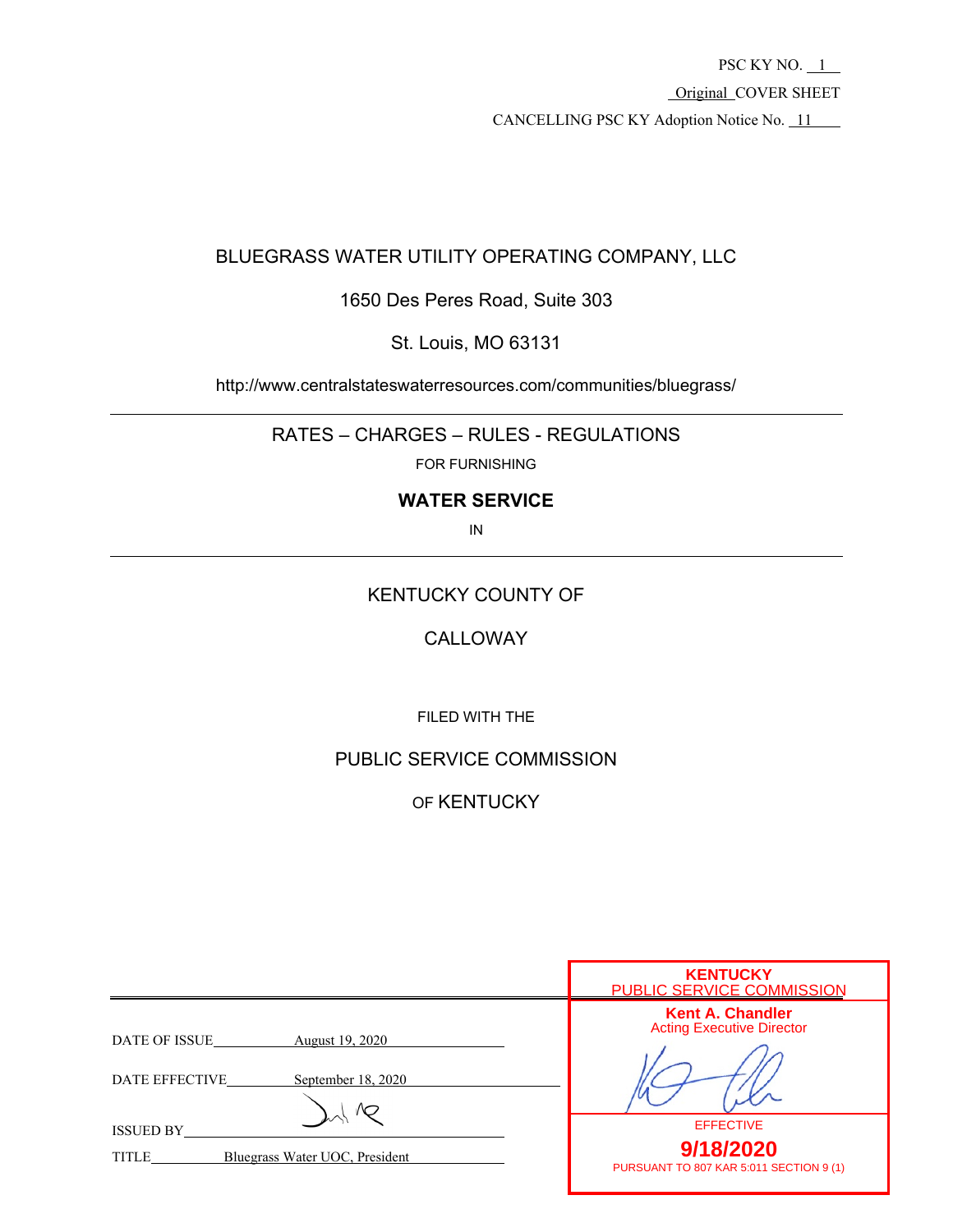PSC KY NO. 1

Original COVER SHEET

CANCELLING PSC KY Adoption Notice No. 11

# BLUEGRASS WATER UTILITY OPERATING COMPANY, LLC

1650 Des Peres Road, Suite 303

St. Louis, MO 63131

http://www.centralstateswaterresources.com/communities/bluegrass/

---

RATES – CHARGES – RULES - REGULATIONS

FOR FURNISHING

**WATER SERVICE**

IN

---

KENTUCKY COUNTY OF

CALLOWAY

FILED WITH THE

PUBLIC SERVICE COMMISSION

OF KENTUCKY

DATE OF ISSUE August 19, 2020

DATE EFFECTIVE September 18, 2020

ISSUED BY

TITLE Bluegrass Water UOC, President

**KENTUCKY**
PUBLIC SERVICE COMMISSION

**Kent A. Chandler**
Acting Executive Director

EFFECTIVE

**9/18/2020**

PURSUANT TO 807 KAR 5:011 SECTION 9 (1)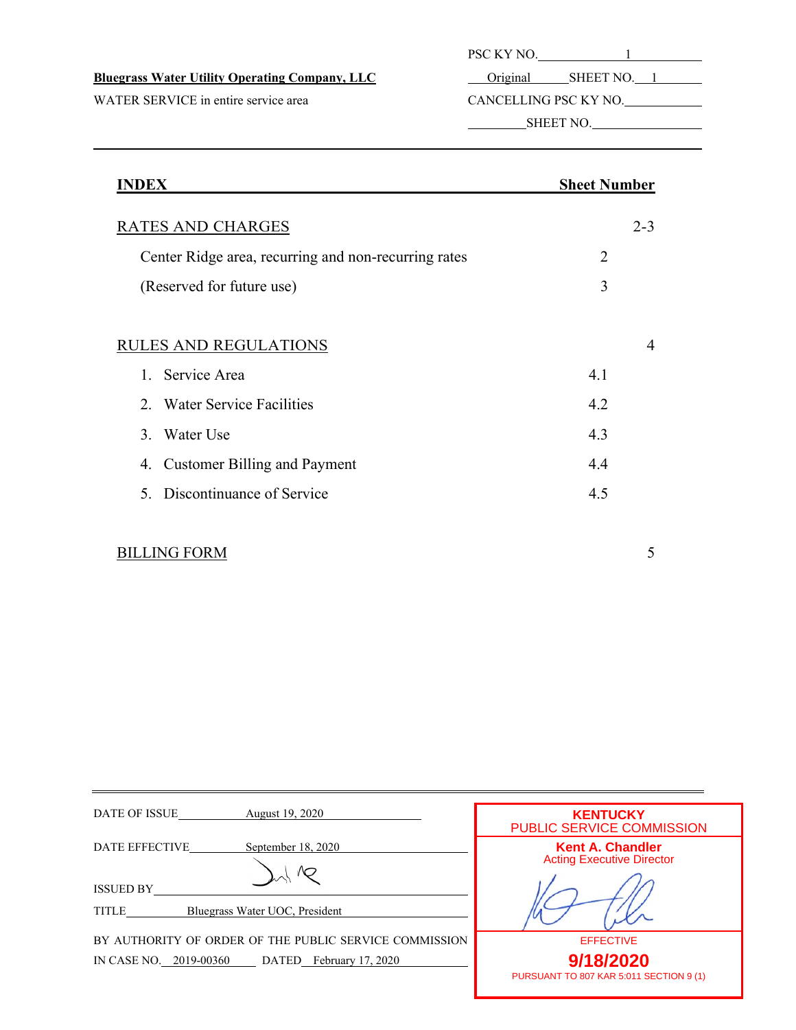**Bluegrass Water Utility Operating Company, LLC**

WATER SERVICE in entire service area

PSC KY NO. 1

Original SHEET NO. 1

CANCELLING PSC KY NO.

SHEET NO.

---

| INDEX | | Sheet Number |
|---|---|---|
| RATES AND CHARGES | | 2-3 |
| Center Ridge area, recurring and non-recurring rates | 2 | |
| (Reserved for future use) | 3 | |
| RULES AND REGULATIONS | | 4 |
| 1. Service Area | 4.1 | |
| 2. Water Service Facilities | 4.2 | |
| 3. Water Use | 4.3 | |
| 4. Customer Billing and Payment | 4.4 | |
| 5. Discontinuance of Service | 4.5 | |
| BILLING FORM | | 5 |

---

DATE OF ISSUE August 19, 2020

DATE EFFECTIVE September 18, 2020

ISSUED BY

TITLE Bluegrass Water UOC, President

BY AUTHORITY OF ORDER OF THE PUBLIC SERVICE COMMISSION IN CASE NO. 2019-00360 DATED February 17, 2020

KENTUCKY PUBLIC SERVICE COMMISSION

Kent A. Chandler
Acting Executive Director

EFFECTIVE

9/18/2020

PURSUANT TO 807 KAR 5:011 SECTION 9 (1)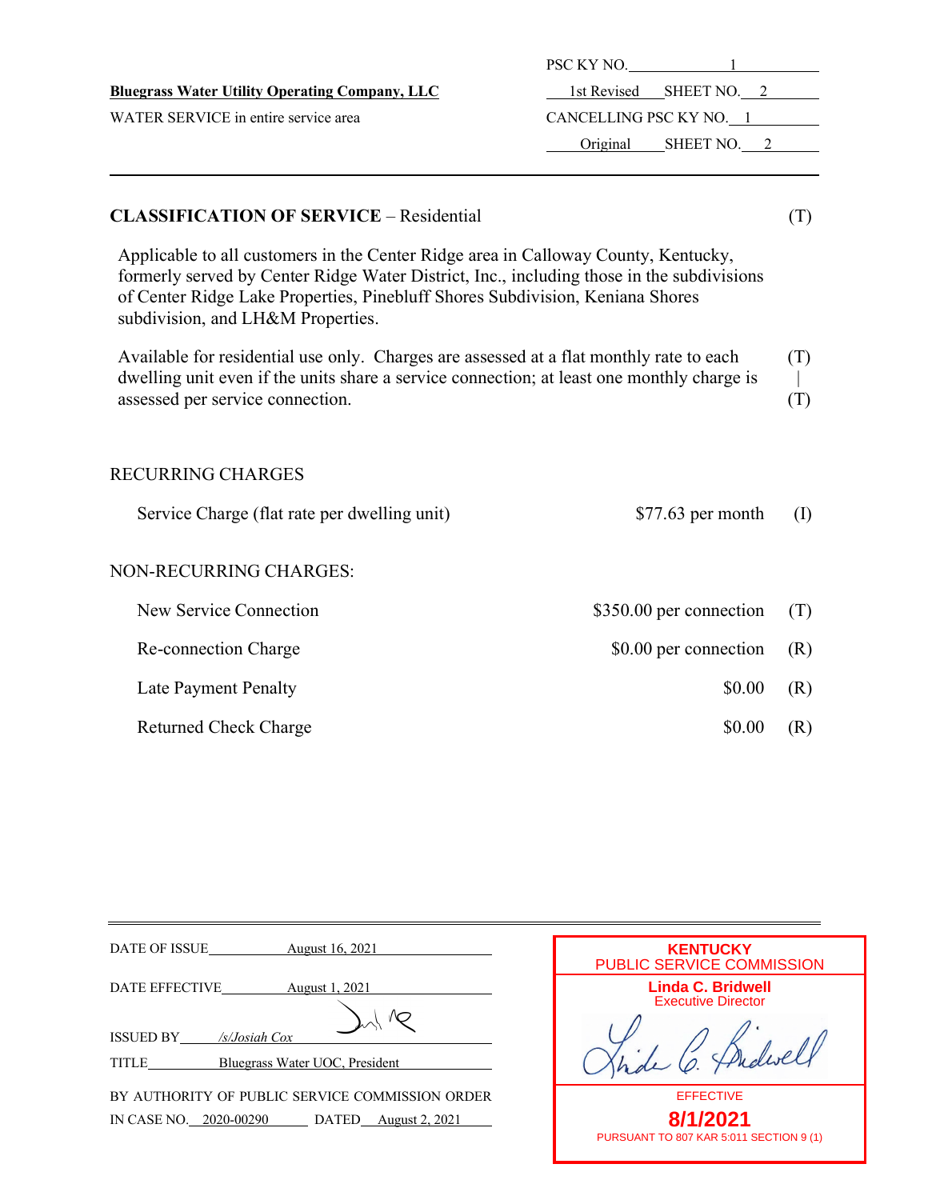| | |
|---|---|
| **Bluegrass Water Utility Operating Company, LLC** | PSC KY NO. 1 |
| | 1st Revised SHEET NO. 2 |
| WATER SERVICE in entire service area | CANCELLING PSC KY NO. 1 |
| | Original SHEET NO. 2 |

**CLASSIFICATION OF SERVICE** – Residential (T)

Applicable to all customers in the Center Ridge area in Calloway County, Kentucky, formerly served by Center Ridge Water District, Inc., including those in the subdivisions of Center Ridge Lake Properties, Pinebluff Shores Subdivision, Keniana Shores subdivision, and LH&M Properties.

Available for residential use only. Charges are assessed at a flat monthly rate to each dwelling unit even if the units share a service connection; at least one monthly charge is assessed per service connection. (T)

RECURRING CHARGES

| | | |
|---|---|---|
| Service Charge (flat rate per dwelling unit) | $77.63 per month | (I) |

NON-RECURRING CHARGES:

| | | |
|---|---|---|
| New Service Connection | $350.00 per connection | (T) |
| Re-connection Charge | $0.00 per connection | (R) |
| Late Payment Penalty | $0.00 | (R) |
| Returned Check Charge | $0.00 | (R) |

DATE OF ISSUE August 16, 2021

DATE EFFECTIVE August 1, 2021

ISSUED BY /s/Josiah Cox

TITLE Bluegrass Water UOC, President

BY AUTHORITY OF PUBLIC SERVICE COMMISSION ORDER IN CASE NO. 2020-00290 DATED August 2, 2021

**KENTUCKY**
PUBLIC SERVICE COMMISSION
**Linda C. Bridwell**
Executive Director

EFFECTIVE
**8/1/2021**
PURSUANT TO 807 KAR 5:011 SECTION 9 (1)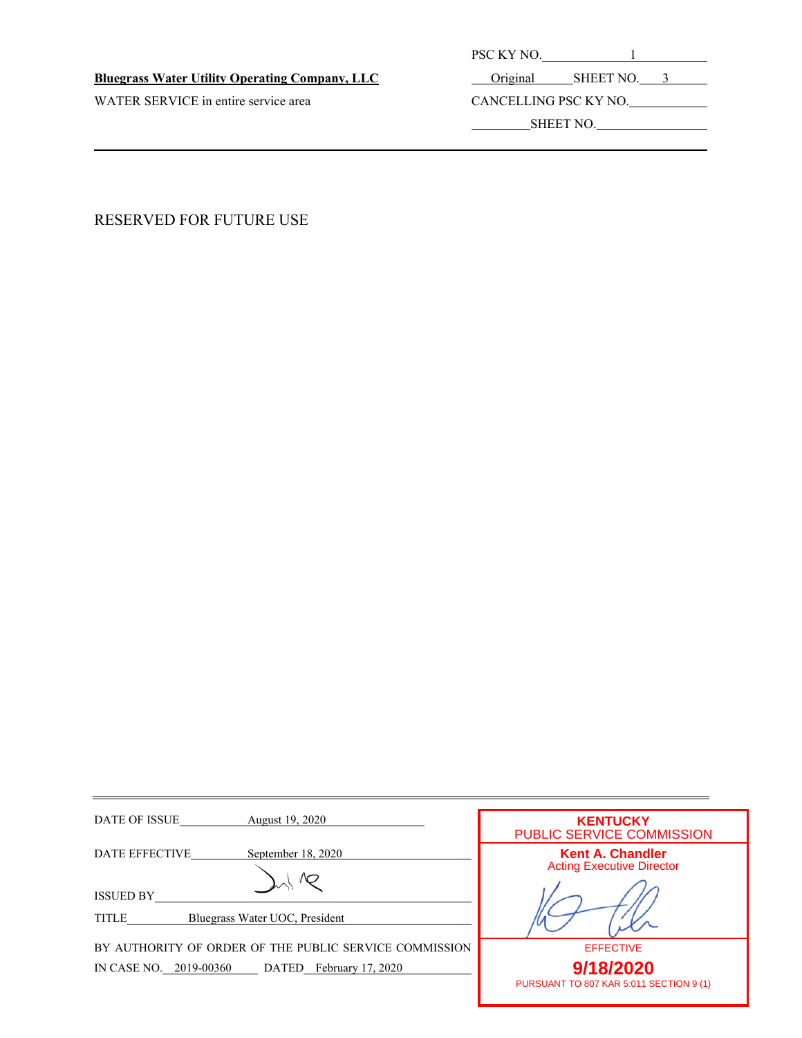PSC KY NO. 1

**Bluegrass Water Utility Operating Company, LLC**

Original SHEET NO. 3

WATER SERVICE in entire service area

CANCELLING PSC KY NO.

SHEET NO.

RESERVED FOR FUTURE USE

DATE OF ISSUE August 19, 2020

DATE EFFECTIVE September 18, 2020

ISSUED BY

TITLE Bluegrass Water UOC, President

BY AUTHORITY OF ORDER OF THE PUBLIC SERVICE COMMISSION IN CASE NO. 2019-00360 DATED February 17, 2020

**KENTUCKY**
PUBLIC SERVICE COMMISSION

**Kent A. Chandler**
Acting Executive Director

EFFECTIVE

**9/18/2020**

PURSUANT TO 807 KAR 5:011 SECTION 9 (1)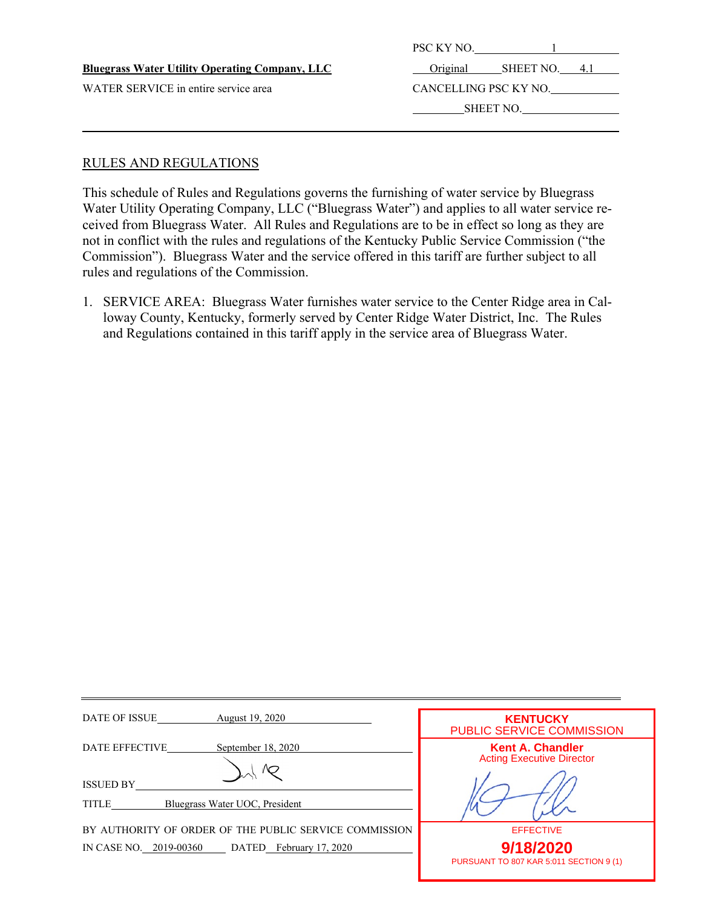**Bluegrass Water Utility Operating Company, LLC**

WATER SERVICE in entire service area

PSC KY NO. 1

Original SHEET NO. 4.1

CANCELLING PSC KY NO.

SHEET NO.

---

RULES AND REGULATIONS

This schedule of Rules and Regulations governs the furnishing of water service by Bluegrass Water Utility Operating Company, LLC ("Bluegrass Water") and applies to all water service received from Bluegrass Water. All Rules and Regulations are to be in effect so long as they are not in conflict with the rules and regulations of the Kentucky Public Service Commission ("the Commission"). Bluegrass Water and the service offered in this tariff are further subject to all rules and regulations of the Commission.

1. SERVICE AREA: Bluegrass Water furnishes water service to the Center Ridge area in Calloway County, Kentucky, formerly served by Center Ridge Water District, Inc. The Rules and Regulations contained in this tariff apply in the service area of Bluegrass Water.

---

DATE OF ISSUE August 19, 2020

DATE EFFECTIVE September 18, 2020

ISSUED BY

TITLE Bluegrass Water UOC, President

BY AUTHORITY OF ORDER OF THE PUBLIC SERVICE COMMISSION IN CASE NO. 2019-00360 DATED February 17, 2020

**KENTUCKY**
PUBLIC SERVICE COMMISSION

**Kent A. Chandler**
Acting Executive Director

EFFECTIVE
**9/18/2020**
PURSUANT TO 807 KAR 5:011 SECTION 9 (1)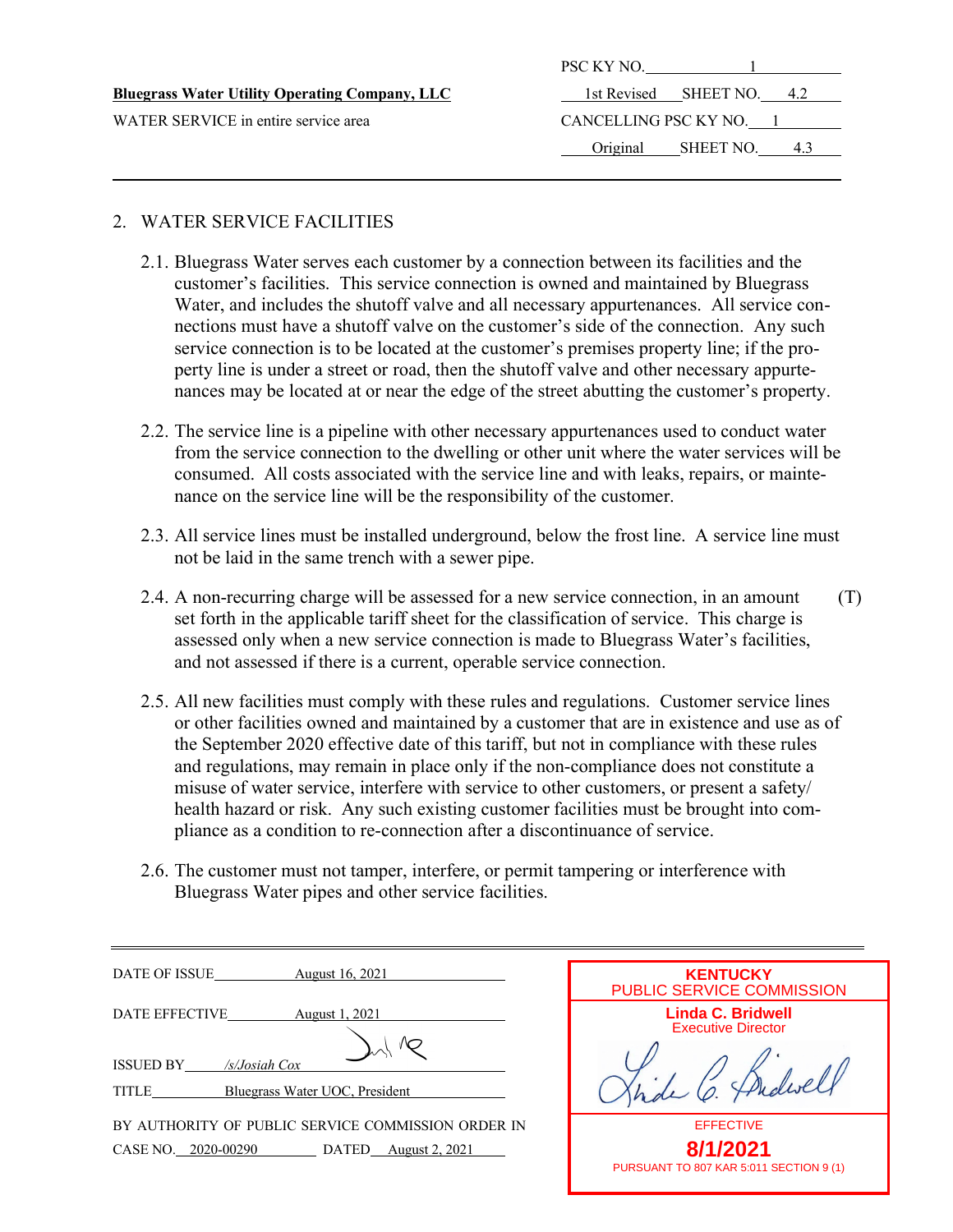**Bluegrass Water Utility Operating Company, LLC**

WATER SERVICE in entire service area

PSC KY NO. 1

1st Revised SHEET NO. 4.2

CANCELLING PSC KY NO. 1

Original SHEET NO. 4.3

## 2. WATER SERVICE FACILITIES

2.1. Bluegrass Water serves each customer by a connection between its facilities and the customer's facilities. This service connection is owned and maintained by Bluegrass Water, and includes the shutoff valve and all necessary appurtenances. All service connections must have a shutoff valve on the customer's side of the connection. Any such service connection is to be located at the customer's premises property line; if the property line is under a street or road, then the shutoff valve and other necessary appurtenances may be located at or near the edge of the street abutting the customer's property.

2.2. The service line is a pipeline with other necessary appurtenances used to conduct water from the service connection to the dwelling or other unit where the water services will be consumed. All costs associated with the service line and with leaks, repairs, or maintenance on the service line will be the responsibility of the customer.

2.3. All service lines must be installed underground, below the frost line. A service line must not be laid in the same trench with a sewer pipe.

2.4. A non-recurring charge will be assessed for a new service connection, in an amount set forth in the applicable tariff sheet for the classification of service. This charge is assessed only when a new service connection is made to Bluegrass Water's facilities, and not assessed if there is a current, operable service connection. (T)

2.5. All new facilities must comply with these rules and regulations. Customer service lines or other facilities owned and maintained by a customer that are in existence and use as of the September 2020 effective date of this tariff, but not in compliance with these rules and regulations, may remain in place only if the non-compliance does not constitute a misuse of water service, interfere with service to other customers, or present a safety/ health hazard or risk. Any such existing customer facilities must be brought into compliance as a condition to re-connection after a discontinuance of service.

2.6. The customer must not tamper, interfere, or permit tampering or interference with Bluegrass Water pipes and other service facilities.

DATE OF ISSUE August 16, 2021

DATE EFFECTIVE August 1, 2021

ISSUED BY /s/Josiah Cox

TITLE Bluegrass Water UOC, President

BY AUTHORITY OF PUBLIC SERVICE COMMISSION ORDER IN CASE NO. 2020-00290 DATED August 2, 2021

KENTUCKY PUBLIC SERVICE COMMISSION

Linda C. Bridwell
Executive Director

EFFECTIVE
8/1/2021
PURSUANT TO 807 KAR 5:011 SECTION 9 (1)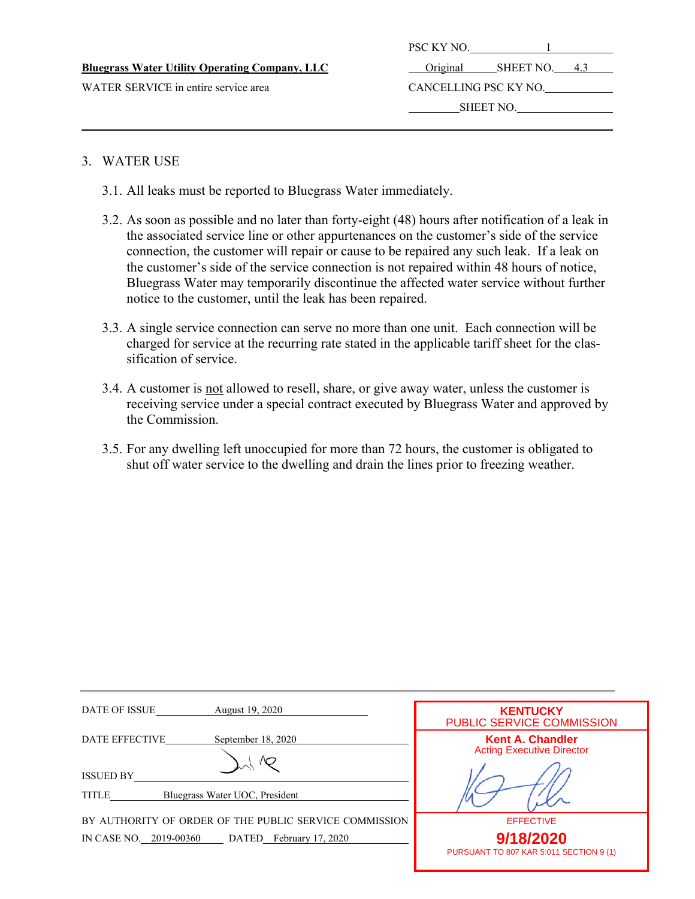PSC KY NO. 1

**Bluegrass Water Utility Operating Company, LLC** Original SHEET NO. 4.3

WATER SERVICE in entire service area CANCELLING PSC KY NO.

SHEET NO.

---

3. WATER USE

   3.1. All leaks must be reported to Bluegrass Water immediately.

   3.2. As soon as possible and no later than forty-eight (48) hours after notification of a leak in the associated service line or other appurtenances on the customer's side of the service connection, the customer will repair or cause to be repaired any such leak. If a leak on the customer's side of the service connection is not repaired within 48 hours of notice, Bluegrass Water may temporarily discontinue the affected water service without further notice to the customer, until the leak has been repaired.

   3.3. A single service connection can serve no more than one unit. Each connection will be charged for service at the recurring rate stated in the applicable tariff sheet for the classification of service.

   3.4. A customer is not allowed to resell, share, or give away water, unless the customer is receiving service under a special contract executed by Bluegrass Water and approved by the Commission.

   3.5. For any dwelling left unoccupied for more than 72 hours, the customer is obligated to shut off water service to the dwelling and drain the lines prior to freezing weather.

---

DATE OF ISSUE August 19, 2020

DATE EFFECTIVE September 18, 2020

ISSUED BY

TITLE Bluegrass Water UOC, President

BY AUTHORITY OF ORDER OF THE PUBLIC SERVICE COMMISSION

IN CASE NO. 2019-00360 DATED February 17, 2020

**KENTUCKY**
PUBLIC SERVICE COMMISSION

**Kent A. Chandler**
Acting Executive Director

EFFECTIVE
**9/18/2020**
PURSUANT TO 807 KAR 5:011 SECTION 9 (1)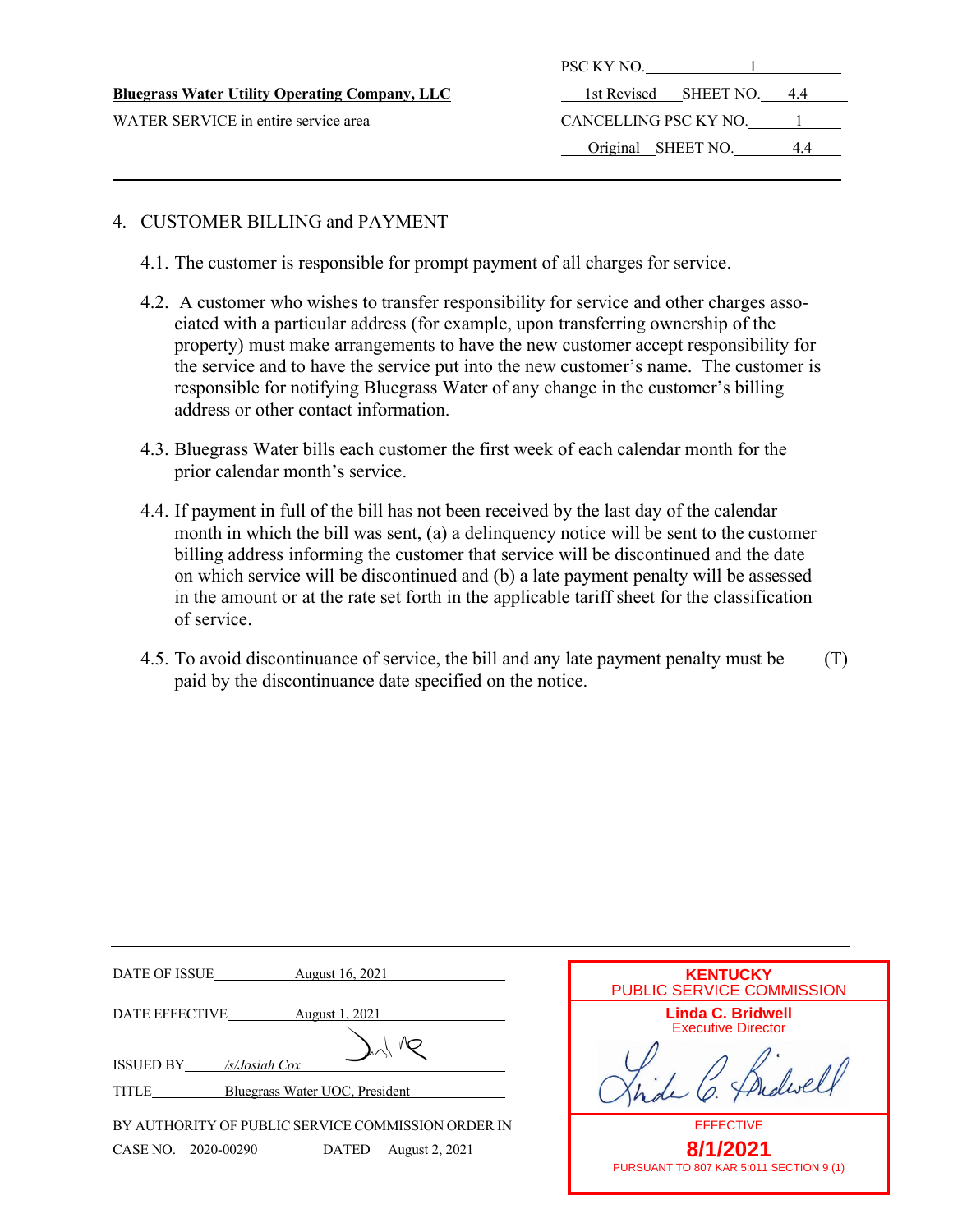| | |
|---|---|
| | PSC KY NO. 1 |
| **Bluegrass Water Utility Operating Company, LLC** | 1st Revised SHEET NO. 4.4 |
| WATER SERVICE in entire service area | CANCELLING PSC KY NO. 1 |
| | Original SHEET NO. 4.4 |

4. CUSTOMER BILLING and PAYMENT

4.1. The customer is responsible for prompt payment of all charges for service.

4.2. A customer who wishes to transfer responsibility for service and other charges associated with a particular address (for example, upon transferring ownership of the property) must make arrangements to have the new customer accept responsibility for the service and to have the service put into the new customer's name. The customer is responsible for notifying Bluegrass Water of any change in the customer's billing address or other contact information.

4.3. Bluegrass Water bills each customer the first week of each calendar month for the prior calendar month's service.

4.4. If payment in full of the bill has not been received by the last day of the calendar month in which the bill was sent, (a) a delinquency notice will be sent to the customer billing address informing the customer that service will be discontinued and the date on which service will be discontinued and (b) a late payment penalty will be assessed in the amount or at the rate set forth in the applicable tariff sheet for the classification of service.

4.5. To avoid discontinuance of service, the bill and any late payment penalty must be paid by the discontinuance date specified on the notice. (T)

DATE OF ISSUE August 16, 2021

DATE EFFECTIVE August 1, 2021

ISSUED BY /s/Josiah Cox

TITLE Bluegrass Water UOC, President

BY AUTHORITY OF PUBLIC SERVICE COMMISSION ORDER IN CASE NO. 2020-00290 DATED August 2, 2021

KENTUCKY PUBLIC SERVICE COMMISSION

Linda C. Bridwell
Executive Director

EFFECTIVE
8/1/2021
PURSUANT TO 807 KAR 5:011 SECTION 9 (1)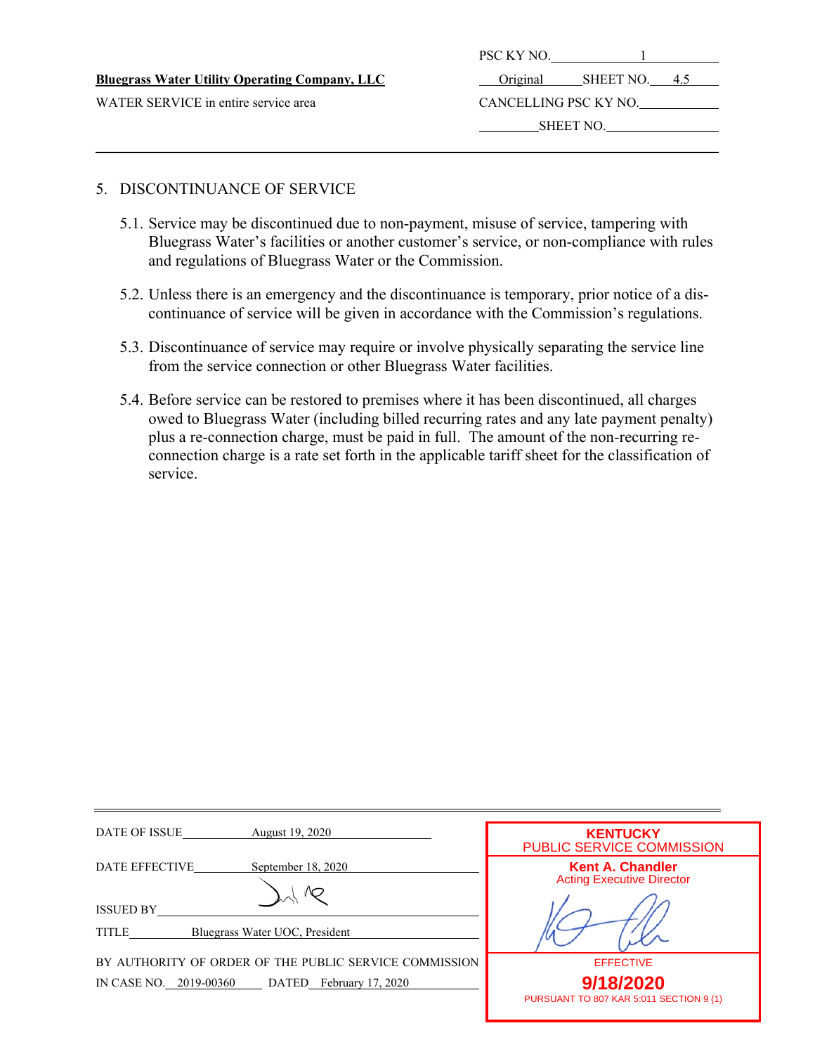**Bluegrass Water Utility Operating Company, LLC**

WATER SERVICE in entire service area

PSC KY NO. 1

Original SHEET NO. 4.5

CANCELLING PSC KY NO.

SHEET NO.

5. DISCONTINUANCE OF SERVICE

   5.1. Service may be discontinued due to non-payment, misuse of service, tampering with Bluegrass Water's facilities or another customer's service, or non-compliance with rules and regulations of Bluegrass Water or the Commission.

   5.2. Unless there is an emergency and the discontinuance is temporary, prior notice of a discontinuance of service will be given in accordance with the Commission's regulations.

   5.3. Discontinuance of service may require or involve physically separating the service line from the service connection or other Bluegrass Water facilities.

   5.4. Before service can be restored to premises where it has been discontinued, all charges owed to Bluegrass Water (including billed recurring rates and any late payment penalty) plus a re-connection charge, must be paid in full. The amount of the non-recurring re-connection charge is a rate set forth in the applicable tariff sheet for the classification of service.

DATE OF ISSUE August 19, 2020

DATE EFFECTIVE September 18, 2020

ISSUED BY

TITLE Bluegrass Water UOC, President

BY AUTHORITY OF ORDER OF THE PUBLIC SERVICE COMMISSION

IN CASE NO. 2019-00360 DATED February 17, 2020

KENTUCKY
PUBLIC SERVICE COMMISSION

Kent A. Chandler
Acting Executive Director

EFFECTIVE
9/18/2020
PURSUANT TO 807 KAR 5:011 SECTION 9 (1)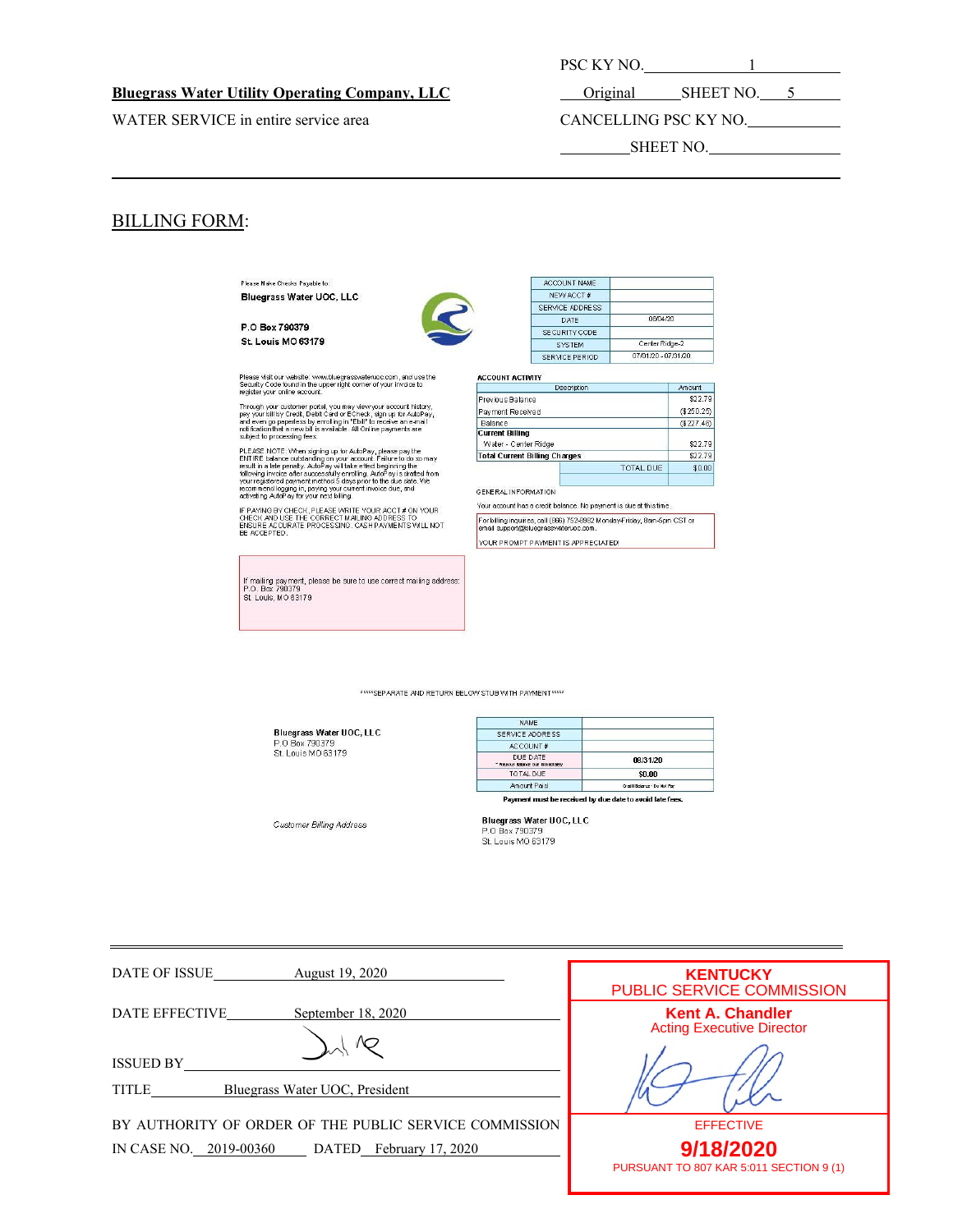PSC KY NO. 1

**Bluegrass Water Utility Operating Company, LLC** — Original SHEET NO. 5

WATER SERVICE in entire service area — CANCELLING PSC KY NO. ______

SHEET NO. ______

## BILLING FORM:

Please Make Checks Payable to:

**Bluegrass Water UOC, LLC**

**P.O Box 790379**
**St. Louis MO 63179**

| | |
|---|---|
| ACCOUNT NAME | |
| NEW ACCT # | |
| SERVICE ADDRESS | |
| DATE | 08/04/20 |
| SECURITY CODE | |
| SYSTEM | Center Ridge-2 |
| SERVICE PERIOD | 07/01/20 - 07/31/20 |

Please visit our website: www.bluegrasswateruoc.com, and use the Security Code found in the upper right corner of your invoice to register your online account.

Through your customer portal, you may view your account history, pay your bill by Credit, Debit Card or ECheck, sign up for AutoPay, and even go paperless by enrolling in "Ebill" to receive an e-mail notification that a new bill is available. All Online payments are subject to processing fees.

PLEASE NOTE: When signing up for AutoPay, please pay the ENTIRE balance outstanding on your account. Failure to do so may result in a late penalty. AutoPay will take effect beginning the following invoice after successfully enrolling. AutoPay is drafted from your registered payment method 5 days prior to the due date. We recommend logging in, paying your current invoice due, and activating AutoPay for your next billing.

IF PAYING BY CHECK, PLEASE WRITE YOUR ACCT # ON YOUR CHECK AND USE THE CORRECT MAILING ADDRESS TO ENSURE ACCURATE PROCESSING. CASH PAYMENTS WILL NOT BE ACCEPTED.

**ACCOUNT ACTIVITY**

| Description | Amount |
|---|---|
| Previous Balance | $22.79 |
| Payment Received | ($250.25) |
| Balance | ($227.46) |
| **Current Billing** | |
| Water - Center Ridge | $22.79 |
| **Total Current Billing Charges** | $22.79 |
| TOTAL DUE | $0.00 |

GENERAL INFORMATION

Your account has a credit balance. No payment is due at this time.

For billing inquiries, call (866) 752-8982 Monday-Friday, 8am-5pm CST or email support@bluegrasswateruoc.com.

YOUR PROMPT PAYMENT IS APPRECIATED!

If mailing payment, please be sure to use correct mailing address:
P.O. Box 790379
St. Louis, MO 63179

\*\*\*\*\*SEPARATE AND RETURN BELOW STUB WITH PAYMENT\*\*\*\*\*

**Bluegrass Water UOC, LLC**
P.O Box 790379
St. Louis MO 63179

| | |
|---|---|
| NAME | |
| SERVICE ADDRESS | |
| ACCOUNT # | |
| DUE DATE<br>\* Previous balance due immediately | 08/31/20 |
| TOTAL DUE | $0.00 |
| Amount Paid | Credit Balance - Do Not Pay |

**Payment must be received by due date to avoid late fees.**

*Customer Billing Address*

**Bluegrass Water UOC, LLC**
P.O Box 790379
St. Louis MO 63179

DATE OF ISSUE August 19, 2020

DATE EFFECTIVE September 18, 2020

ISSUED BY

TITLE Bluegrass Water UOC, President

BY AUTHORITY OF ORDER OF THE PUBLIC SERVICE COMMISSION
IN CASE NO. 2019-00360 DATED February 17, 2020

**KENTUCKY**
PUBLIC SERVICE COMMISSION

**Kent A. Chandler**
Acting Executive Director

EFFECTIVE
**9/18/2020**
PURSUANT TO 807 KAR 5:011 SECTION 9 (1)